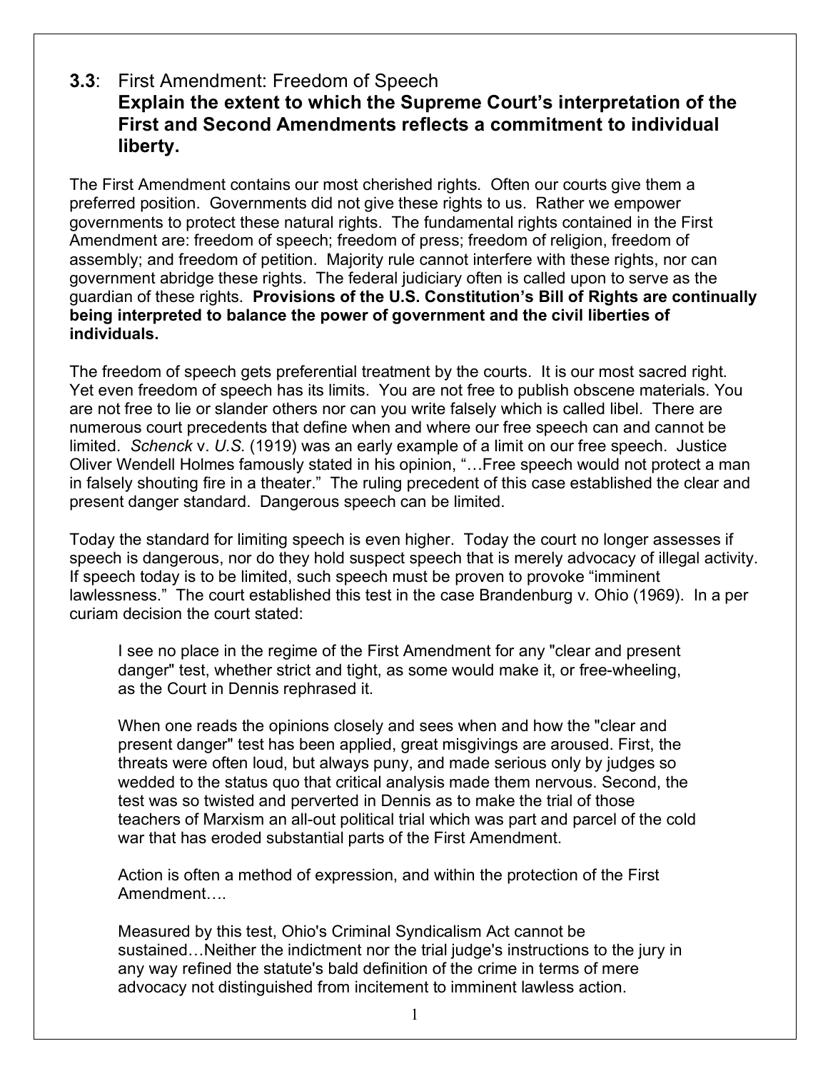## **3.3**: First Amendment: Freedom of Speech

### **Explain the extent to which the Supreme Court's interpretation of the First and Second Amendments reflects a commitment to individual liberty.**

The First Amendment contains our most cherished rights. Often our courts give them a preferred position. Governments did not give these rights to us. Rather we empower governments to protect these natural rights. The fundamental rights contained in the First Amendment are: freedom of speech; freedom of press; freedom of religion, freedom of assembly; and freedom of petition. Majority rule cannot interfere with these rights, nor can government abridge these rights. The federal judiciary often is called upon to serve as the guardian of these rights. **Provisions of the U.S. Constitution's Bill of Rights are continually being interpreted to balance the power of government and the civil liberties of individuals.**

The freedom of speech gets preferential treatment by the courts. It is our most sacred right. Yet even freedom of speech has its limits. You are not free to publish obscene materials. You are not free to lie or slander others nor can you write falsely which is called libel. There are numerous court precedents that define when and where our free speech can and cannot be limited. *Schenck* v. *U.S.* (1919) was an early example of a limit on our free speech. Justice Oliver Wendell Holmes famously stated in his opinion, "…Free speech would not protect a man in falsely shouting fire in a theater." The ruling precedent of this case established the clear and present danger standard. Dangerous speech can be limited.

Today the standard for limiting speech is even higher. Today the court no longer assesses if speech is dangerous, nor do they hold suspect speech that is merely advocacy of illegal activity. If speech today is to be limited, such speech must be proven to provoke "imminent lawlessness." The court established this test in the case Brandenburg v. Ohio (1969). In a per curiam decision the court stated:

> I see no place in the regime of the First Amendment for any "clear and present danger" test, whether strict and tight, as some would make it, or free-wheeling, as the Court in Dennis rephrased it.
>
> When one reads the opinions closely and sees when and how the "clear and present danger" test has been applied, great misgivings are aroused. First, the threats were often loud, but always puny, and made serious only by judges so wedded to the status quo that critical analysis made them nervous. Second, the test was so twisted and perverted in Dennis as to make the trial of those teachers of Marxism an all-out political trial which was part and parcel of the cold war that has eroded substantial parts of the First Amendment.
>
> Action is often a method of expression, and within the protection of the First Amendment….
>
> Measured by this test, Ohio's Criminal Syndicalism Act cannot be sustained…Neither the indictment nor the trial judge's instructions to the jury in any way refined the statute's bald definition of the crime in terms of mere advocacy not distinguished from incitement to imminent lawless action.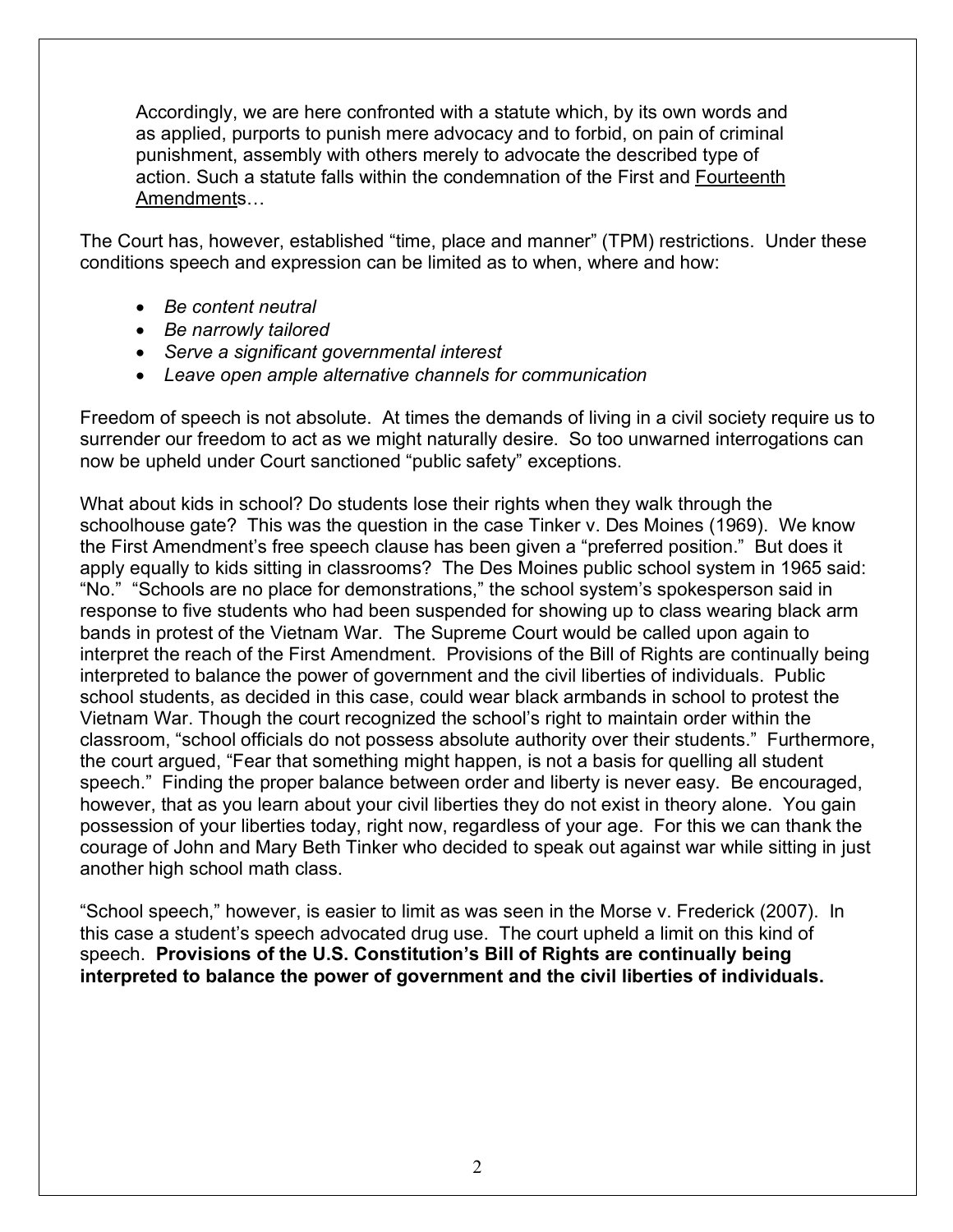> Accordingly, we are here confronted with a statute which, by its own words and as applied, purports to punish mere advocacy and to forbid, on pain of criminal punishment, assembly with others merely to advocate the described type of action. Such a statute falls within the condemnation of the First and Fourteenth Amendments…

The Court has, however, established "time, place and manner" (TPM) restrictions. Under these conditions speech and expression can be limited as to when, where and how:

- *Be content neutral*
- *Be narrowly tailored*
- *Serve a significant governmental interest*
- *Leave open ample alternative channels for communication*

Freedom of speech is not absolute. At times the demands of living in a civil society require us to surrender our freedom to act as we might naturally desire. So too unwarned interrogations can now be upheld under Court sanctioned "public safety" exceptions.

What about kids in school? Do students lose their rights when they walk through the schoolhouse gate? This was the question in the case Tinker v. Des Moines (1969). We know the First Amendment's free speech clause has been given a "preferred position." But does it apply equally to kids sitting in classrooms? The Des Moines public school system in 1965 said: "No." "Schools are no place for demonstrations," the school system's spokesperson said in response to five students who had been suspended for showing up to class wearing black arm bands in protest of the Vietnam War. The Supreme Court would be called upon again to interpret the reach of the First Amendment. Provisions of the Bill of Rights are continually being interpreted to balance the power of government and the civil liberties of individuals. Public school students, as decided in this case, could wear black armbands in school to protest the Vietnam War. Though the court recognized the school's right to maintain order within the classroom, "school officials do not possess absolute authority over their students." Furthermore, the court argued, "Fear that something might happen, is not a basis for quelling all student speech." Finding the proper balance between order and liberty is never easy. Be encouraged, however, that as you learn about your civil liberties they do not exist in theory alone. You gain possession of your liberties today, right now, regardless of your age. For this we can thank the courage of John and Mary Beth Tinker who decided to speak out against war while sitting in just another high school math class.

"School speech," however, is easier to limit as was seen in the Morse v. Frederick (2007). In this case a student's speech advocated drug use. The court upheld a limit on this kind of speech. **Provisions of the U.S. Constitution's Bill of Rights are continually being interpreted to balance the power of government and the civil liberties of individuals.**